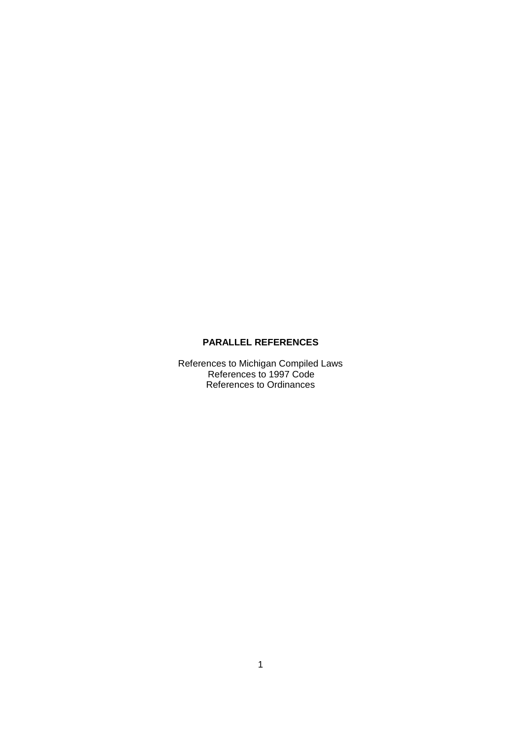# PARALLEL REFERENCES

References to Michigan Compiled Laws
References to 1997 Code
References to Ordinances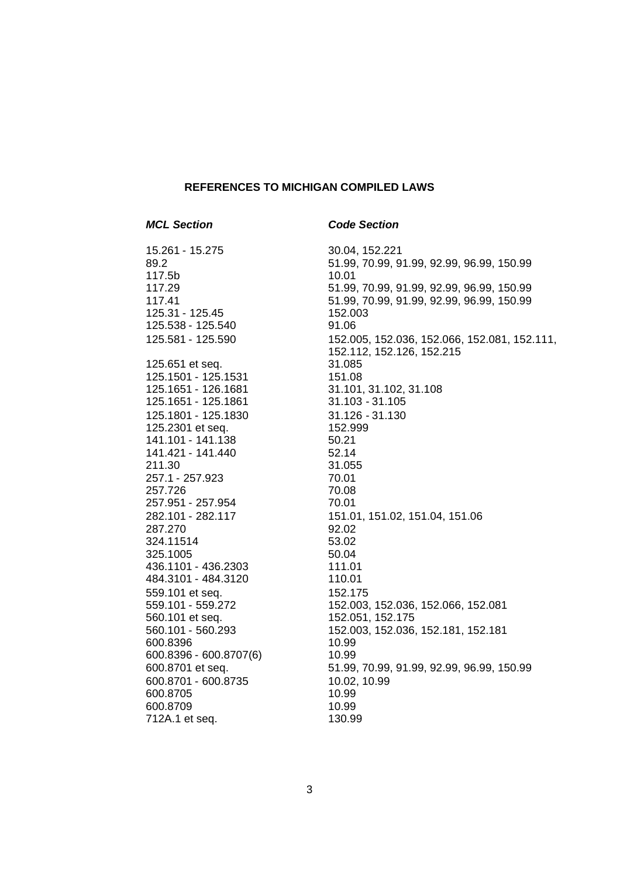## REFERENCES TO MICHIGAN COMPILED LAWS

| *MCL Section* | *Code Section* |
|---|---|
| 15.261 - 15.275 | 30.04, 152.221 |
| 89.2 | 51.99, 70.99, 91.99, 92.99, 96.99, 150.99 |
| 117.5b | 10.01 |
| 117.29 | 51.99, 70.99, 91.99, 92.99, 96.99, 150.99 |
| 117.41 | 51.99, 70.99, 91.99, 92.99, 96.99, 150.99 |
| 125.31 - 125.45 | 152.003 |
| 125.538 - 125.540 | 91.06 |
| 125.581 - 125.590 | 152.005, 152.036, 152.066, 152.081, 152.111, 152.112, 152.126, 152.215 |
| 125.651 et seq. | 31.085 |
| 125.1501 - 125.1531 | 151.08 |
| 125.1651 - 126.1681 | 31.101, 31.102, 31.108 |
| 125.1651 - 125.1861 | 31.103 - 31.105 |
| 125.1801 - 125.1830 | 31.126 - 31.130 |
| 125.2301 et seq. | 152.999 |
| 141.101 - 141.138 | 50.21 |
| 141.421 - 141.440 | 52.14 |
| 211.30 | 31.055 |
| 257.1 - 257.923 | 70.01 |
| 257.726 | 70.08 |
| 257.951 - 257.954 | 70.01 |
| 282.101 - 282.117 | 151.01, 151.02, 151.04, 151.06 |
| 287.270 | 92.02 |
| 324.11514 | 53.02 |
| 325.1005 | 50.04 |
| 436.1101 - 436.2303 | 111.01 |
| 484.3101 - 484.3120 | 110.01 |
| 559.101 et seq. | 152.175 |
| 559.101 - 559.272 | 152.003, 152.036, 152.066, 152.081 |
| 560.101 et seq. | 152.051, 152.175 |
| 560.101 - 560.293 | 152.003, 152.036, 152.181, 152.181 |
| 600.8396 | 10.99 |
| 600.8396 - 600.8707(6) | 10.99 |
| 600.8701 et seq. | 51.99, 70.99, 91.99, 92.99, 96.99, 150.99 |
| 600.8701 - 600.8735 | 10.02, 10.99 |
| 600.8705 | 10.99 |
| 600.8709 | 10.99 |
| 712A.1 et seq. | 130.99 |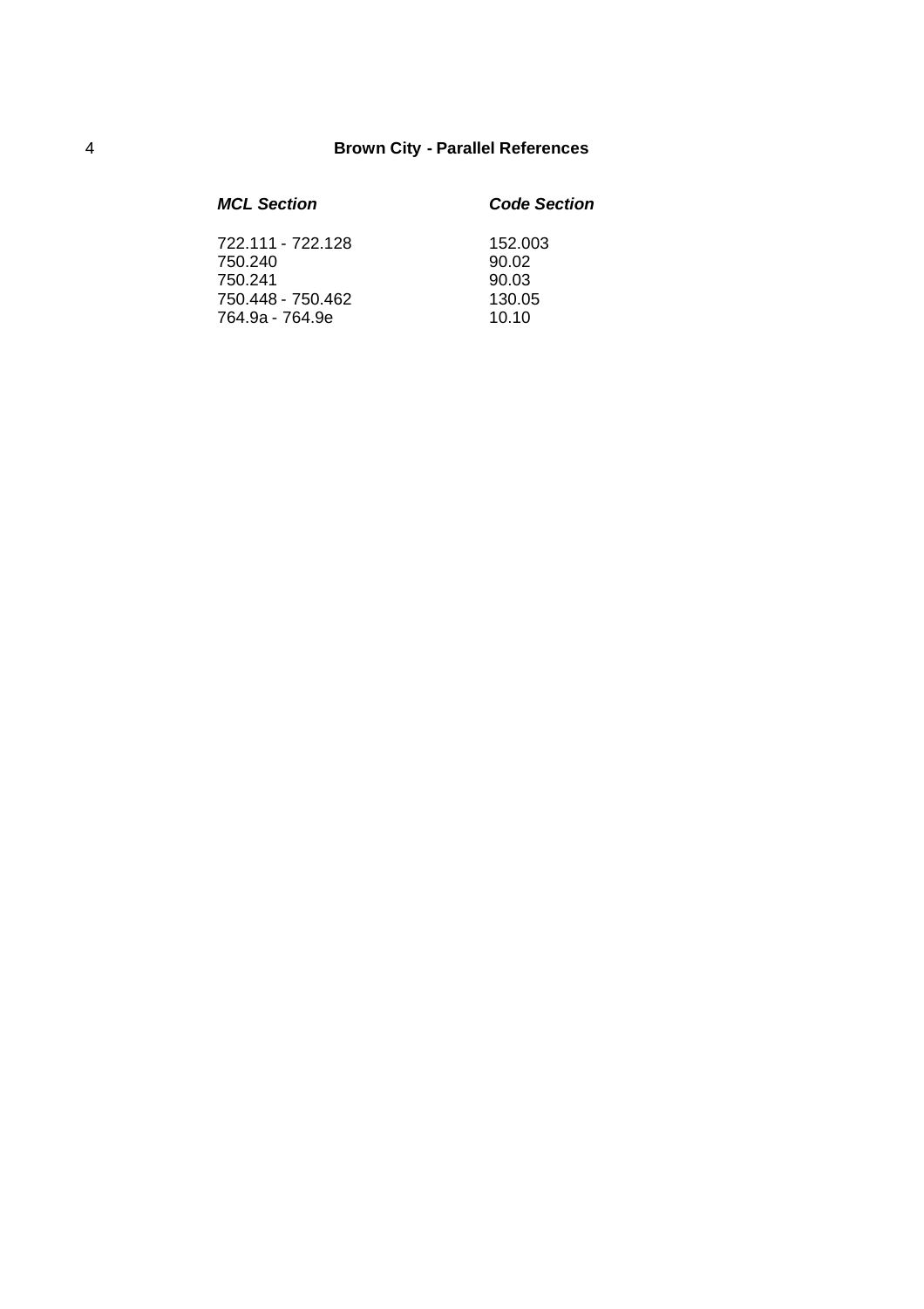| *MCL Section* | *Code Section* |
| --- | --- |
| 722.111 - 722.128 | 152.003 |
| 750.240 | 90.02 |
| 750.241 | 90.03 |
| 750.448 - 750.462 | 130.05 |
| 764.9a - 764.9e | 10.10 |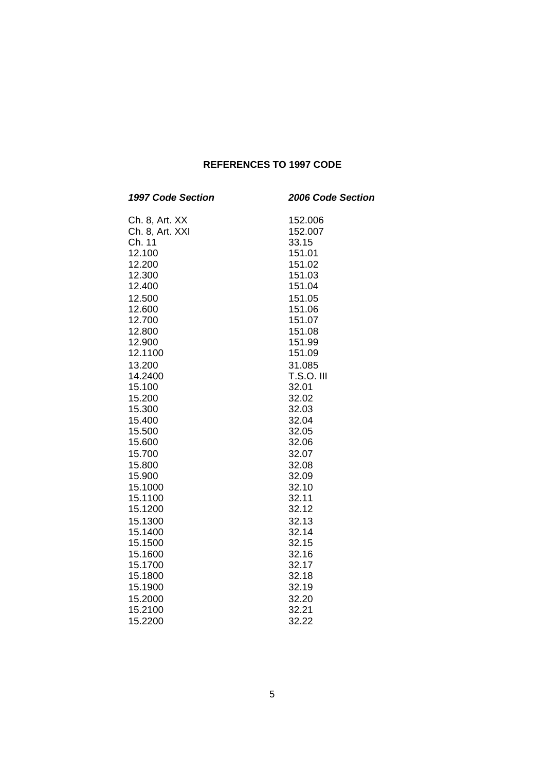## REFERENCES TO 1997 CODE

| *1997 Code Section* | *2006 Code Section* |
|---|---|
| Ch. 8, Art. XX | 152.006 |
| Ch. 8, Art. XXI | 152.007 |
| Ch. 11 | 33.15 |
| 12.100 | 151.01 |
| 12.200 | 151.02 |
| 12.300 | 151.03 |
| 12.400 | 151.04 |
| 12.500 | 151.05 |
| 12.600 | 151.06 |
| 12.700 | 151.07 |
| 12.800 | 151.08 |
| 12.900 | 151.99 |
| 12.1100 | 151.09 |
| 13.200 | 31.085 |
| 14.2400 | T.S.O. III |
| 15.100 | 32.01 |
| 15.200 | 32.02 |
| 15.300 | 32.03 |
| 15.400 | 32.04 |
| 15.500 | 32.05 |
| 15.600 | 32.06 |
| 15.700 | 32.07 |
| 15.800 | 32.08 |
| 15.900 | 32.09 |
| 15.1000 | 32.10 |
| 15.1100 | 32.11 |
| 15.1200 | 32.12 |
| 15.1300 | 32.13 |
| 15.1400 | 32.14 |
| 15.1500 | 32.15 |
| 15.1600 | 32.16 |
| 15.1700 | 32.17 |
| 15.1800 | 32.18 |
| 15.1900 | 32.19 |
| 15.2000 | 32.20 |
| 15.2100 | 32.21 |
| 15.2200 | 32.22 |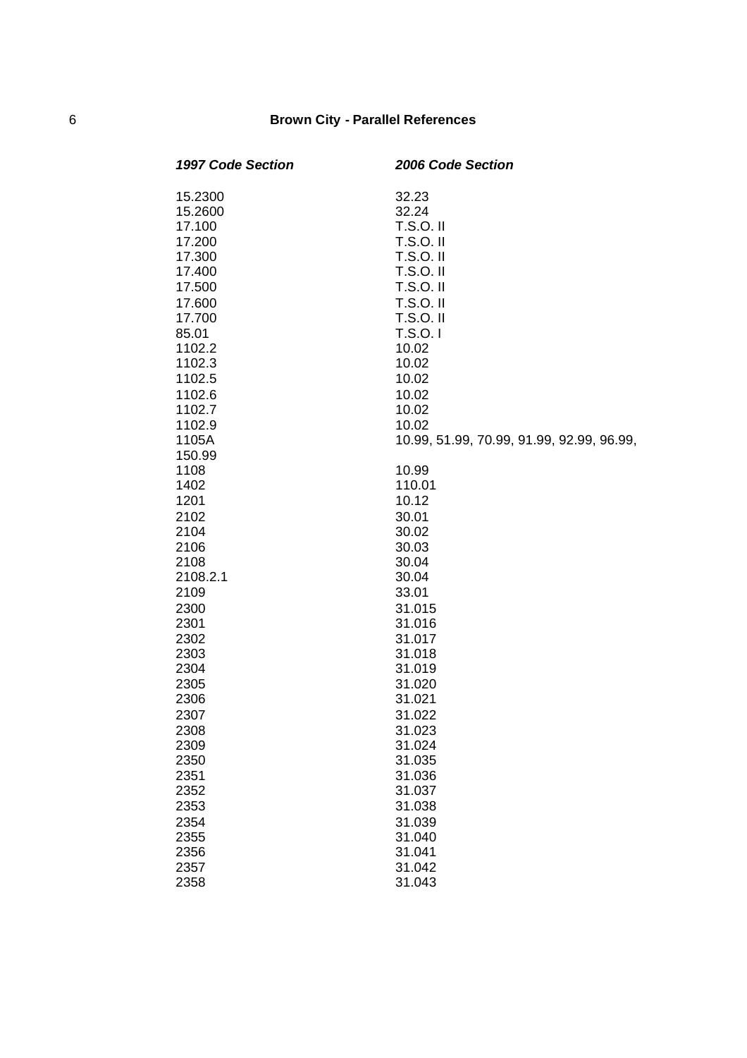| *1997 Code Section* | *2006 Code Section* |
|---|---|
| 15.2300 | 32.23 |
| 15.2600 | 32.24 |
| 17.100 | T.S.O. II |
| 17.200 | T.S.O. II |
| 17.300 | T.S.O. II |
| 17.400 | T.S.O. II |
| 17.500 | T.S.O. II |
| 17.600 | T.S.O. II |
| 17.700 | T.S.O. II |
| 85.01 | T.S.O. I |
| 1102.2 | 10.02 |
| 1102.3 | 10.02 |
| 1102.5 | 10.02 |
| 1102.6 | 10.02 |
| 1102.7 | 10.02 |
| 1102.9 | 10.02 |
| 1105A | 10.99, 51.99, 70.99, 91.99, 92.99, 96.99, 150.99 |
| 1108 | 10.99 |
| 1402 | 110.01 |
| 1201 | 10.12 |
| 2102 | 30.01 |
| 2104 | 30.02 |
| 2106 | 30.03 |
| 2108 | 30.04 |
| 2108.2.1 | 30.04 |
| 2109 | 33.01 |
| 2300 | 31.015 |
| 2301 | 31.016 |
| 2302 | 31.017 |
| 2303 | 31.018 |
| 2304 | 31.019 |
| 2305 | 31.020 |
| 2306 | 31.021 |
| 2307 | 31.022 |
| 2308 | 31.023 |
| 2309 | 31.024 |
| 2350 | 31.035 |
| 2351 | 31.036 |
| 2352 | 31.037 |
| 2353 | 31.038 |
| 2354 | 31.039 |
| 2355 | 31.040 |
| 2356 | 31.041 |
| 2357 | 31.042 |
| 2358 | 31.043 |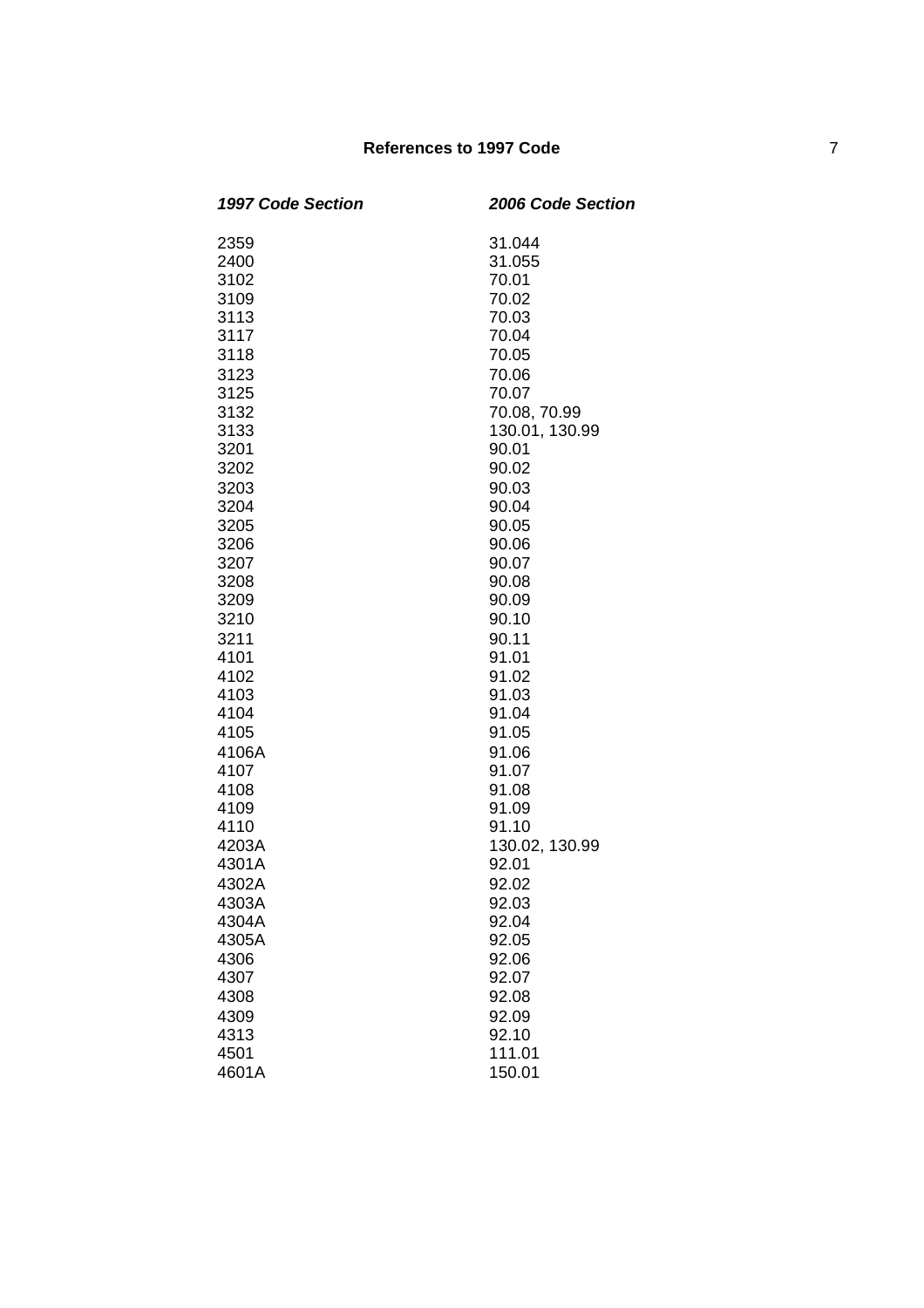| *1997 Code Section* | *2006 Code Section* |
|---|---|
| 2359 | 31.044 |
| 2400 | 31.055 |
| 3102 | 70.01 |
| 3109 | 70.02 |
| 3113 | 70.03 |
| 3117 | 70.04 |
| 3118 | 70.05 |
| 3123 | 70.06 |
| 3125 | 70.07 |
| 3132 | 70.08, 70.99 |
| 3133 | 130.01, 130.99 |
| 3201 | 90.01 |
| 3202 | 90.02 |
| 3203 | 90.03 |
| 3204 | 90.04 |
| 3205 | 90.05 |
| 3206 | 90.06 |
| 3207 | 90.07 |
| 3208 | 90.08 |
| 3209 | 90.09 |
| 3210 | 90.10 |
| 3211 | 90.11 |
| 4101 | 91.01 |
| 4102 | 91.02 |
| 4103 | 91.03 |
| 4104 | 91.04 |
| 4105 | 91.05 |
| 4106A | 91.06 |
| 4107 | 91.07 |
| 4108 | 91.08 |
| 4109 | 91.09 |
| 4110 | 91.10 |
| 4203A | 130.02, 130.99 |
| 4301A | 92.01 |
| 4302A | 92.02 |
| 4303A | 92.03 |
| 4304A | 92.04 |
| 4305A | 92.05 |
| 4306 | 92.06 |
| 4307 | 92.07 |
| 4308 | 92.08 |
| 4309 | 92.09 |
| 4313 | 92.10 |
| 4501 | 111.01 |
| 4601A | 150.01 |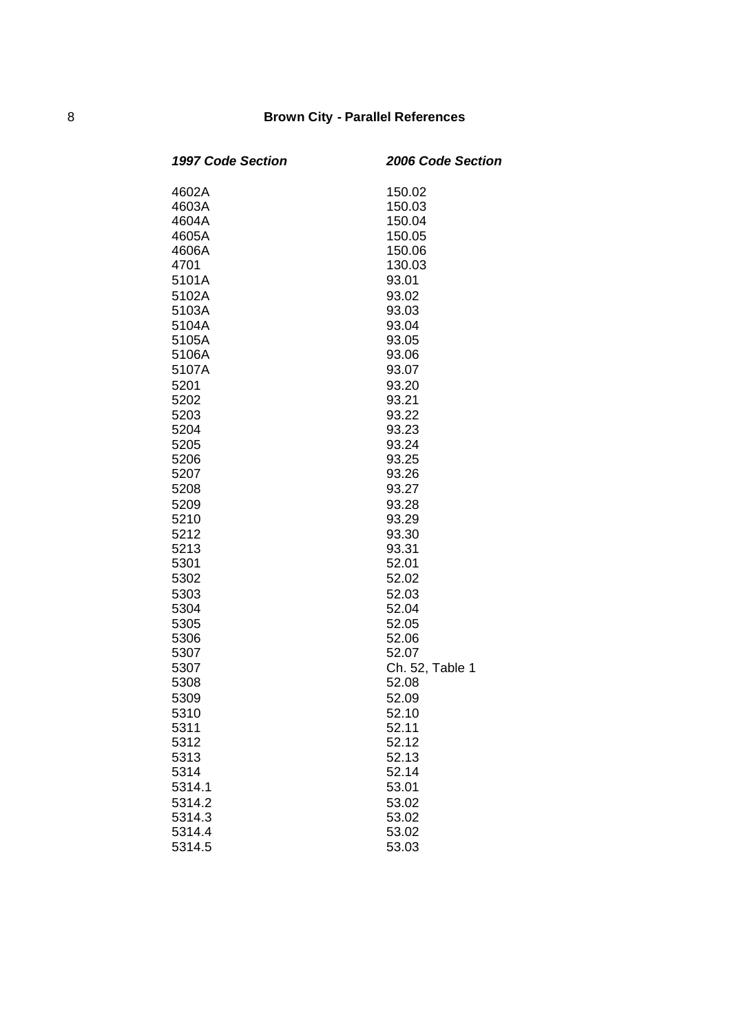| *1997 Code Section* | *2006 Code Section* |
|---|---|
| 4602A | 150.02 |
| 4603A | 150.03 |
| 4604A | 150.04 |
| 4605A | 150.05 |
| 4606A | 150.06 |
| 4701 | 130.03 |
| 5101A | 93.01 |
| 5102A | 93.02 |
| 5103A | 93.03 |
| 5104A | 93.04 |
| 5105A | 93.05 |
| 5106A | 93.06 |
| 5107A | 93.07 |
| 5201 | 93.20 |
| 5202 | 93.21 |
| 5203 | 93.22 |
| 5204 | 93.23 |
| 5205 | 93.24 |
| 5206 | 93.25 |
| 5207 | 93.26 |
| 5208 | 93.27 |
| 5209 | 93.28 |
| 5210 | 93.29 |
| 5212 | 93.30 |
| 5213 | 93.31 |
| 5301 | 52.01 |
| 5302 | 52.02 |
| 5303 | 52.03 |
| 5304 | 52.04 |
| 5305 | 52.05 |
| 5306 | 52.06 |
| 5307 | 52.07 |
| 5307 | Ch. 52, Table 1 |
| 5308 | 52.08 |
| 5309 | 52.09 |
| 5310 | 52.10 |
| 5311 | 52.11 |
| 5312 | 52.12 |
| 5313 | 52.13 |
| 5314 | 52.14 |
| 5314.1 | 53.01 |
| 5314.2 | 53.02 |
| 5314.3 | 53.02 |
| 5314.4 | 53.02 |
| 5314.5 | 53.03 |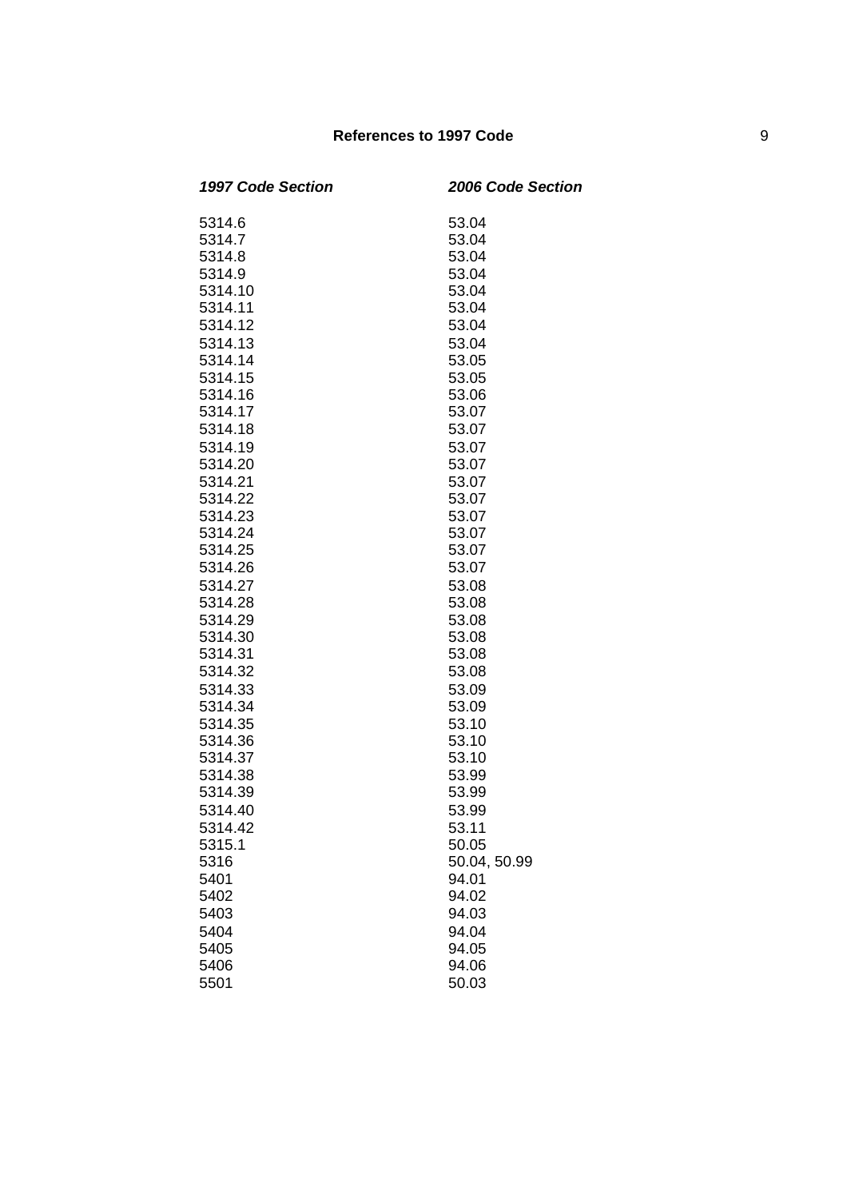| *1997 Code Section* | *2006 Code Section* |
|---|---|
| 5314.6 | 53.04 |
| 5314.7 | 53.04 |
| 5314.8 | 53.04 |
| 5314.9 | 53.04 |
| 5314.10 | 53.04 |
| 5314.11 | 53.04 |
| 5314.12 | 53.04 |
| 5314.13 | 53.04 |
| 5314.14 | 53.05 |
| 5314.15 | 53.05 |
| 5314.16 | 53.06 |
| 5314.17 | 53.07 |
| 5314.18 | 53.07 |
| 5314.19 | 53.07 |
| 5314.20 | 53.07 |
| 5314.21 | 53.07 |
| 5314.22 | 53.07 |
| 5314.23 | 53.07 |
| 5314.24 | 53.07 |
| 5314.25 | 53.07 |
| 5314.26 | 53.07 |
| 5314.27 | 53.08 |
| 5314.28 | 53.08 |
| 5314.29 | 53.08 |
| 5314.30 | 53.08 |
| 5314.31 | 53.08 |
| 5314.32 | 53.08 |
| 5314.33 | 53.09 |
| 5314.34 | 53.09 |
| 5314.35 | 53.10 |
| 5314.36 | 53.10 |
| 5314.37 | 53.10 |
| 5314.38 | 53.99 |
| 5314.39 | 53.99 |
| 5314.40 | 53.99 |
| 5314.42 | 53.11 |
| 5315.1 | 50.05 |
| 5316 | 50.04, 50.99 |
| 5401 | 94.01 |
| 5402 | 94.02 |
| 5403 | 94.03 |
| 5404 | 94.04 |
| 5405 | 94.05 |
| 5406 | 94.06 |
| 5501 | 50.03 |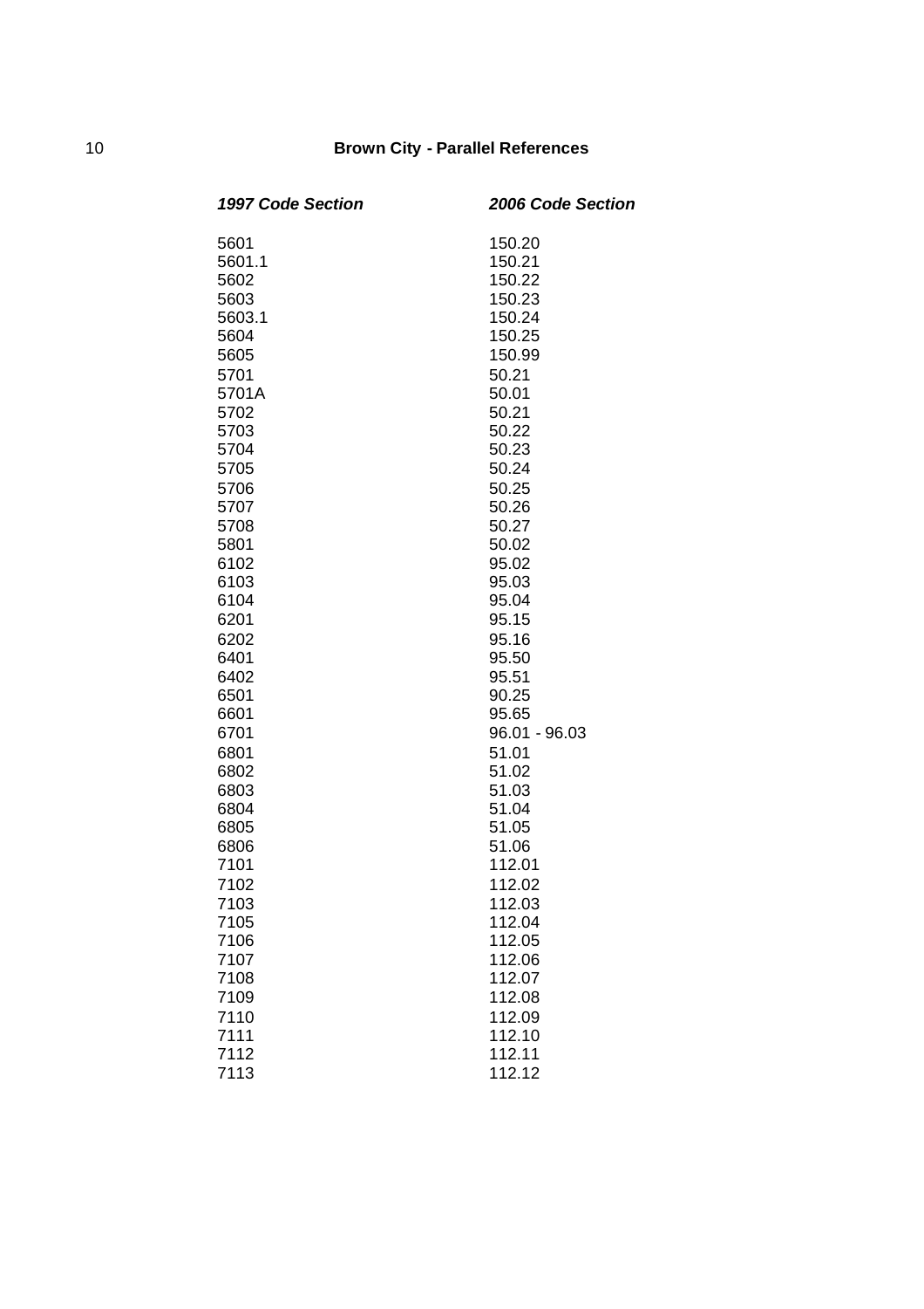| *1997 Code Section* | *2006 Code Section* |
|---|---|
| 5601 | 150.20 |
| 5601.1 | 150.21 |
| 5602 | 150.22 |
| 5603 | 150.23 |
| 5603.1 | 150.24 |
| 5604 | 150.25 |
| 5605 | 150.99 |
| 5701 | 50.21 |
| 5701A | 50.01 |
| 5702 | 50.21 |
| 5703 | 50.22 |
| 5704 | 50.23 |
| 5705 | 50.24 |
| 5706 | 50.25 |
| 5707 | 50.26 |
| 5708 | 50.27 |
| 5801 | 50.02 |
| 6102 | 95.02 |
| 6103 | 95.03 |
| 6104 | 95.04 |
| 6201 | 95.15 |
| 6202 | 95.16 |
| 6401 | 95.50 |
| 6402 | 95.51 |
| 6501 | 90.25 |
| 6601 | 95.65 |
| 6701 | 96.01 - 96.03 |
| 6801 | 51.01 |
| 6802 | 51.02 |
| 6803 | 51.03 |
| 6804 | 51.04 |
| 6805 | 51.05 |
| 6806 | 51.06 |
| 7101 | 112.01 |
| 7102 | 112.02 |
| 7103 | 112.03 |
| 7105 | 112.04 |
| 7106 | 112.05 |
| 7107 | 112.06 |
| 7108 | 112.07 |
| 7109 | 112.08 |
| 7110 | 112.09 |
| 7111 | 112.10 |
| 7112 | 112.11 |
| 7113 | 112.12 |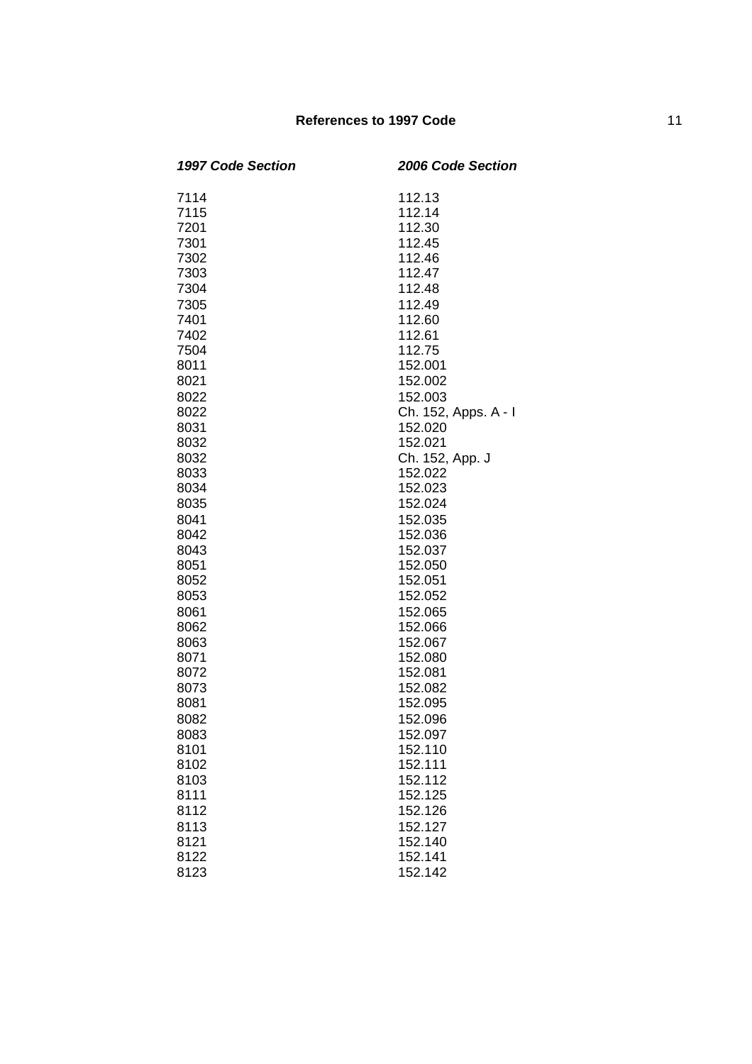| *1997 Code Section* | *2006 Code Section* |
|---|---|
| 7114 | 112.13 |
| 7115 | 112.14 |
| 7201 | 112.30 |
| 7301 | 112.45 |
| 7302 | 112.46 |
| 7303 | 112.47 |
| 7304 | 112.48 |
| 7305 | 112.49 |
| 7401 | 112.60 |
| 7402 | 112.61 |
| 7504 | 112.75 |
| 8011 | 152.001 |
| 8021 | 152.002 |
| 8022 | 152.003 |
| 8022 | Ch. 152, Apps. A - I |
| 8031 | 152.020 |
| 8032 | 152.021 |
| 8032 | Ch. 152, App. J |
| 8033 | 152.022 |
| 8034 | 152.023 |
| 8035 | 152.024 |
| 8041 | 152.035 |
| 8042 | 152.036 |
| 8043 | 152.037 |
| 8051 | 152.050 |
| 8052 | 152.051 |
| 8053 | 152.052 |
| 8061 | 152.065 |
| 8062 | 152.066 |
| 8063 | 152.067 |
| 8071 | 152.080 |
| 8072 | 152.081 |
| 8073 | 152.082 |
| 8081 | 152.095 |
| 8082 | 152.096 |
| 8083 | 152.097 |
| 8101 | 152.110 |
| 8102 | 152.111 |
| 8103 | 152.112 |
| 8111 | 152.125 |
| 8112 | 152.126 |
| 8113 | 152.127 |
| 8121 | 152.140 |
| 8122 | 152.141 |
| 8123 | 152.142 |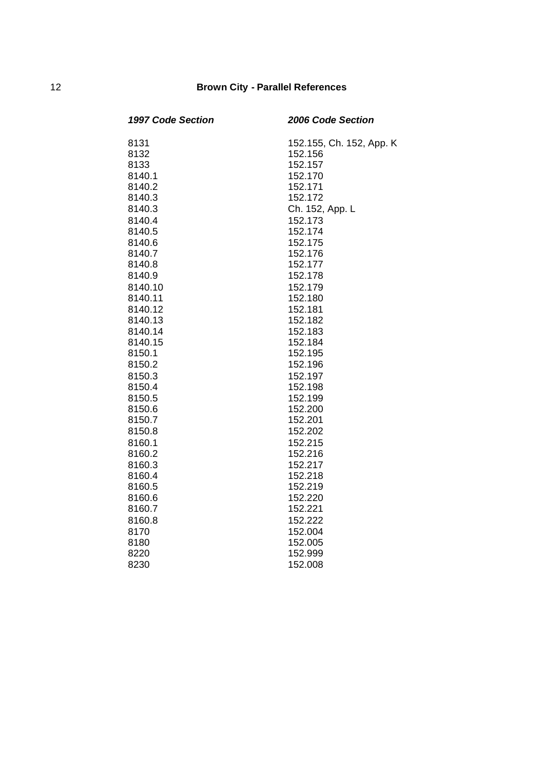| 1997 Code Section | 2006 Code Section |
|---|---|
| 8131 | 152.155, Ch. 152, App. K |
| 8132 | 152.156 |
| 8133 | 152.157 |
| 8140.1 | 152.170 |
| 8140.2 | 152.171 |
| 8140.3 | 152.172 |
| 8140.3 | Ch. 152, App. L |
| 8140.4 | 152.173 |
| 8140.5 | 152.174 |
| 8140.6 | 152.175 |
| 8140.7 | 152.176 |
| 8140.8 | 152.177 |
| 8140.9 | 152.178 |
| 8140.10 | 152.179 |
| 8140.11 | 152.180 |
| 8140.12 | 152.181 |
| 8140.13 | 152.182 |
| 8140.14 | 152.183 |
| 8140.15 | 152.184 |
| 8150.1 | 152.195 |
| 8150.2 | 152.196 |
| 8150.3 | 152.197 |
| 8150.4 | 152.198 |
| 8150.5 | 152.199 |
| 8150.6 | 152.200 |
| 8150.7 | 152.201 |
| 8150.8 | 152.202 |
| 8160.1 | 152.215 |
| 8160.2 | 152.216 |
| 8160.3 | 152.217 |
| 8160.4 | 152.218 |
| 8160.5 | 152.219 |
| 8160.6 | 152.220 |
| 8160.7 | 152.221 |
| 8160.8 | 152.222 |
| 8170 | 152.004 |
| 8180 | 152.005 |
| 8220 | 152.999 |
| 8230 | 152.008 |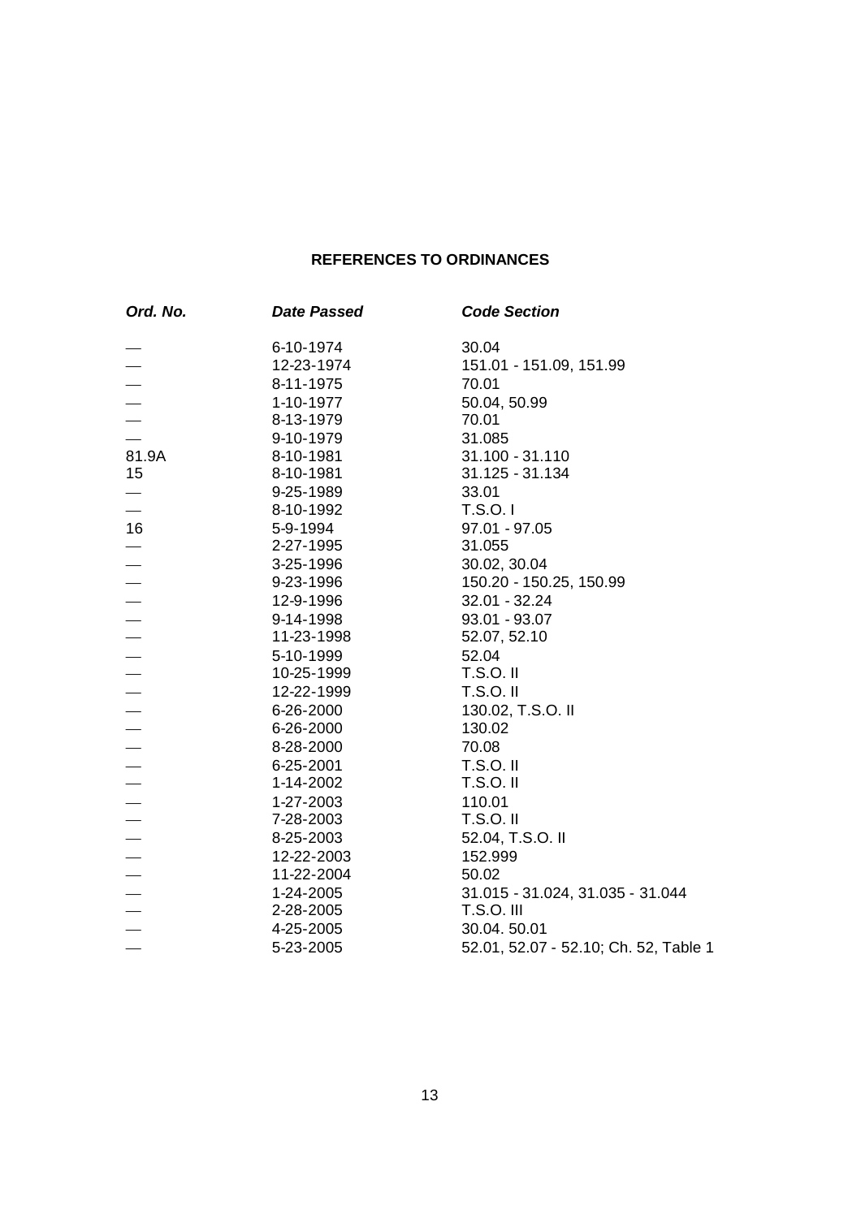## REFERENCES TO ORDINANCES

| *Ord. No.* | *Date Passed* | *Code Section* |
|---|---|---|
| — | 6-10-1974 | 30.04 |
| — | 12-23-1974 | 151.01 - 151.09, 151.99 |
| — | 8-11-1975 | 70.01 |
| — | 1-10-1977 | 50.04, 50.99 |
| — | 8-13-1979 | 70.01 |
| — | 9-10-1979 | 31.085 |
| 81.9A | 8-10-1981 | 31.100 - 31.110 |
| 15 | 8-10-1981 | 31.125 - 31.134 |
| — | 9-25-1989 | 33.01 |
| — | 8-10-1992 | T.S.O. I |
| 16 | 5-9-1994 | 97.01 - 97.05 |
| — | 2-27-1995 | 31.055 |
| — | 3-25-1996 | 30.02, 30.04 |
| — | 9-23-1996 | 150.20 - 150.25, 150.99 |
| — | 12-9-1996 | 32.01 - 32.24 |
| — | 9-14-1998 | 93.01 - 93.07 |
| — | 11-23-1998 | 52.07, 52.10 |
| — | 5-10-1999 | 52.04 |
| — | 10-25-1999 | T.S.O. II |
| — | 12-22-1999 | T.S.O. II |
| — | 6-26-2000 | 130.02, T.S.O. II |
| — | 6-26-2000 | 130.02 |
| — | 8-28-2000 | 70.08 |
| — | 6-25-2001 | T.S.O. II |
| — | 1-14-2002 | T.S.O. II |
| — | 1-27-2003 | 110.01 |
| — | 7-28-2003 | T.S.O. II |
| — | 8-25-2003 | 52.04, T.S.O. II |
| — | 12-22-2003 | 152.999 |
| — | 11-22-2004 | 50.02 |
| — | 1-24-2005 | 31.015 - 31.024, 31.035 - 31.044 |
| — | 2-28-2005 | T.S.O. III |
| — | 4-25-2005 | 30.04. 50.01 |
| — | 5-23-2005 | 52.01, 52.07 - 52.10; Ch. 52, Table 1 |